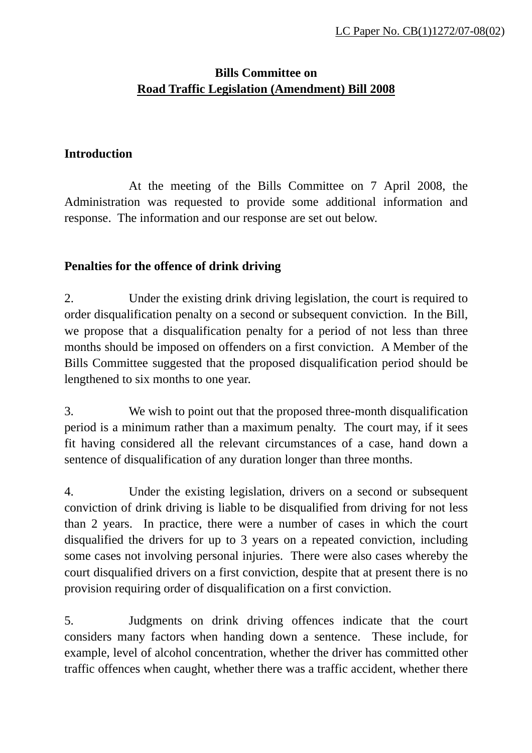LC Paper No. CB(1)1272/07-08(02)

**Bills Committee on**
**Road Traffic Legislation (Amendment) Bill 2008**

## Introduction

At the meeting of the Bills Committee on 7 April 2008, the Administration was requested to provide some additional information and response. The information and our response are set out below.

## Penalties for the offence of drink driving

2. Under the existing drink driving legislation, the court is required to order disqualification penalty on a second or subsequent conviction. In the Bill, we propose that a disqualification penalty for a period of not less than three months should be imposed on offenders on a first conviction. A Member of the Bills Committee suggested that the proposed disqualification period should be lengthened to six months to one year.

3. We wish to point out that the proposed three-month disqualification period is a minimum rather than a maximum penalty. The court may, if it sees fit having considered all the relevant circumstances of a case, hand down a sentence of disqualification of any duration longer than three months.

4. Under the existing legislation, drivers on a second or subsequent conviction of drink driving is liable to be disqualified from driving for not less than 2 years. In practice, there were a number of cases in which the court disqualified the drivers for up to 3 years on a repeated conviction, including some cases not involving personal injuries. There were also cases whereby the court disqualified drivers on a first conviction, despite that at present there is no provision requiring order of disqualification on a first conviction.

5. Judgments on drink driving offences indicate that the court considers many factors when handing down a sentence. These include, for example, level of alcohol concentration, whether the driver has committed other traffic offences when caught, whether there was a traffic accident, whether there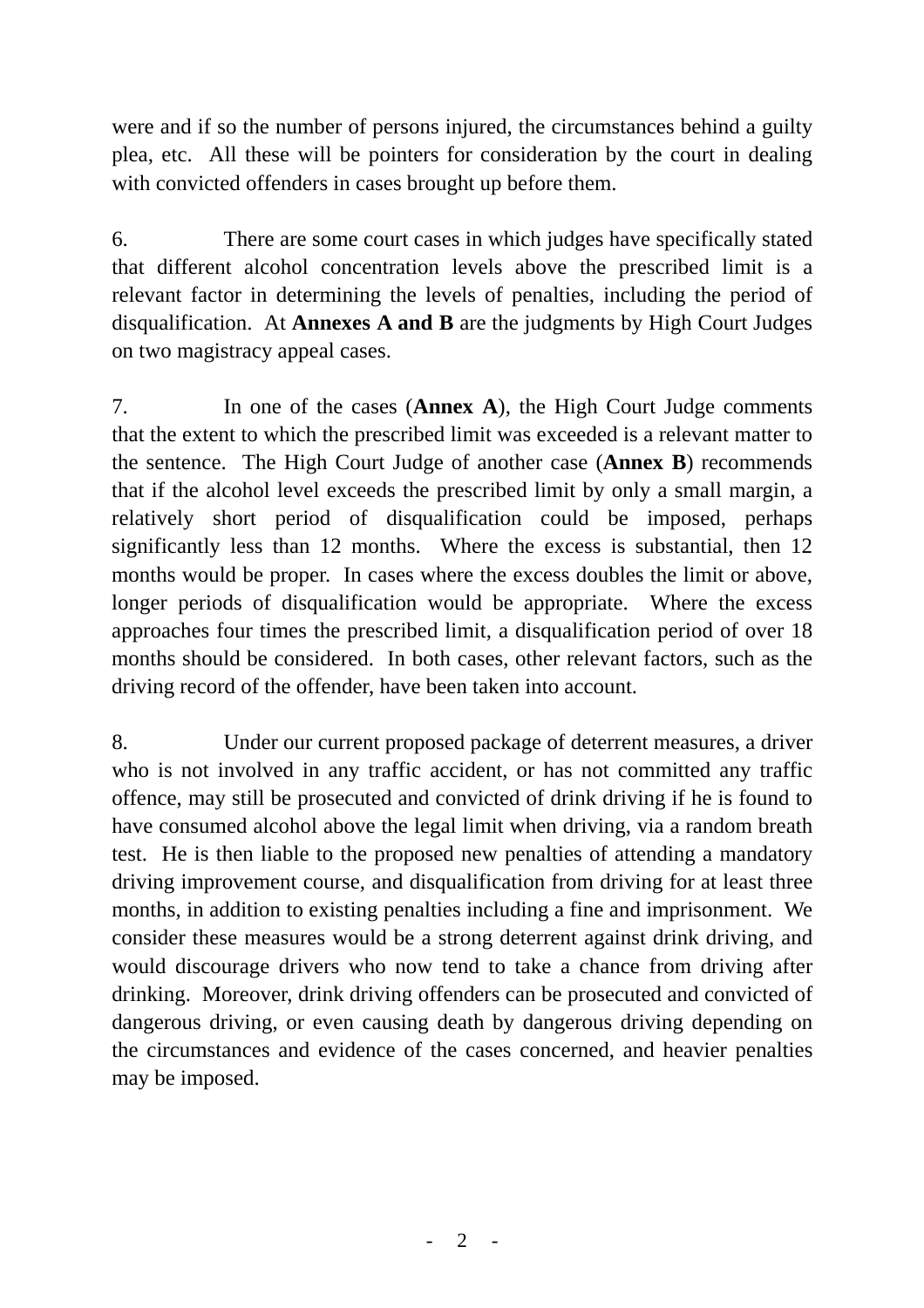were and if so the number of persons injured, the circumstances behind a guilty plea, etc. All these will be pointers for consideration by the court in dealing with convicted offenders in cases brought up before them.

6. There are some court cases in which judges have specifically stated that different alcohol concentration levels above the prescribed limit is a relevant factor in determining the levels of penalties, including the period of disqualification. At **Annexes A and B** are the judgments by High Court Judges on two magistracy appeal cases.

7. In one of the cases (**Annex A**), the High Court Judge comments that the extent to which the prescribed limit was exceeded is a relevant matter to the sentence. The High Court Judge of another case (**Annex B**) recommends that if the alcohol level exceeds the prescribed limit by only a small margin, a relatively short period of disqualification could be imposed, perhaps significantly less than 12 months. Where the excess is substantial, then 12 months would be proper. In cases where the excess doubles the limit or above, longer periods of disqualification would be appropriate. Where the excess approaches four times the prescribed limit, a disqualification period of over 18 months should be considered. In both cases, other relevant factors, such as the driving record of the offender, have been taken into account.

8. Under our current proposed package of deterrent measures, a driver who is not involved in any traffic accident, or has not committed any traffic offence, may still be prosecuted and convicted of drink driving if he is found to have consumed alcohol above the legal limit when driving, via a random breath test. He is then liable to the proposed new penalties of attending a mandatory driving improvement course, and disqualification from driving for at least three months, in addition to existing penalties including a fine and imprisonment. We consider these measures would be a strong deterrent against drink driving, and would discourage drivers who now tend to take a chance from driving after drinking. Moreover, drink driving offenders can be prosecuted and convicted of dangerous driving, or even causing death by dangerous driving depending on the circumstances and evidence of the cases concerned, and heavier penalties may be imposed.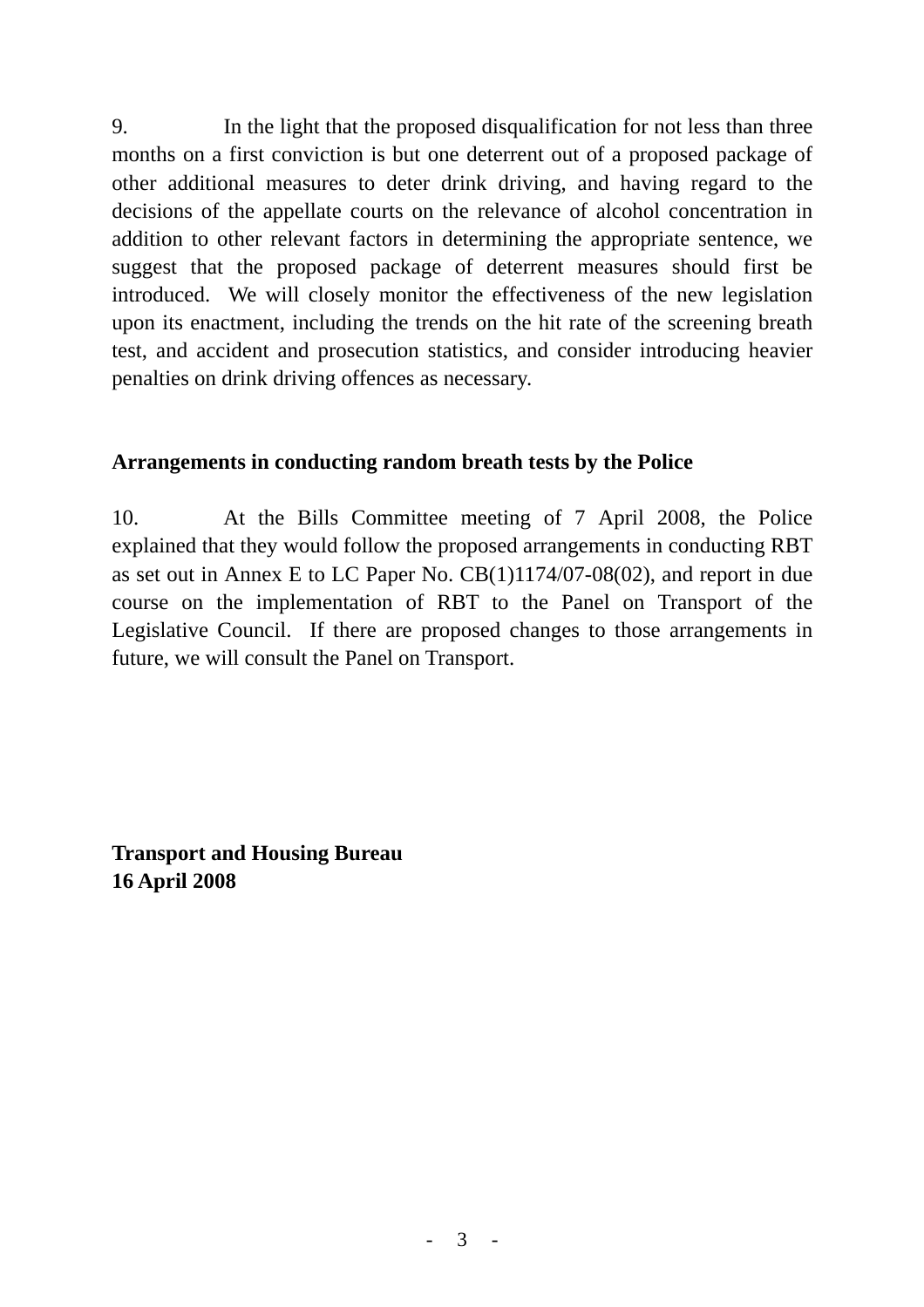9. In the light that the proposed disqualification for not less than three months on a first conviction is but one deterrent out of a proposed package of other additional measures to deter drink driving, and having regard to the decisions of the appellate courts on the relevance of alcohol concentration in addition to other relevant factors in determining the appropriate sentence, we suggest that the proposed package of deterrent measures should first be introduced. We will closely monitor the effectiveness of the new legislation upon its enactment, including the trends on the hit rate of the screening breath test, and accident and prosecution statistics, and consider introducing heavier penalties on drink driving offences as necessary.

**Arrangements in conducting random breath tests by the Police**

10. At the Bills Committee meeting of 7 April 2008, the Police explained that they would follow the proposed arrangements in conducting RBT as set out in Annex E to LC Paper No. CB(1)1174/07-08(02), and report in due course on the implementation of RBT to the Panel on Transport of the Legislative Council. If there are proposed changes to those arrangements in future, we will consult the Panel on Transport.

**Transport and Housing Bureau**
**16 April 2008**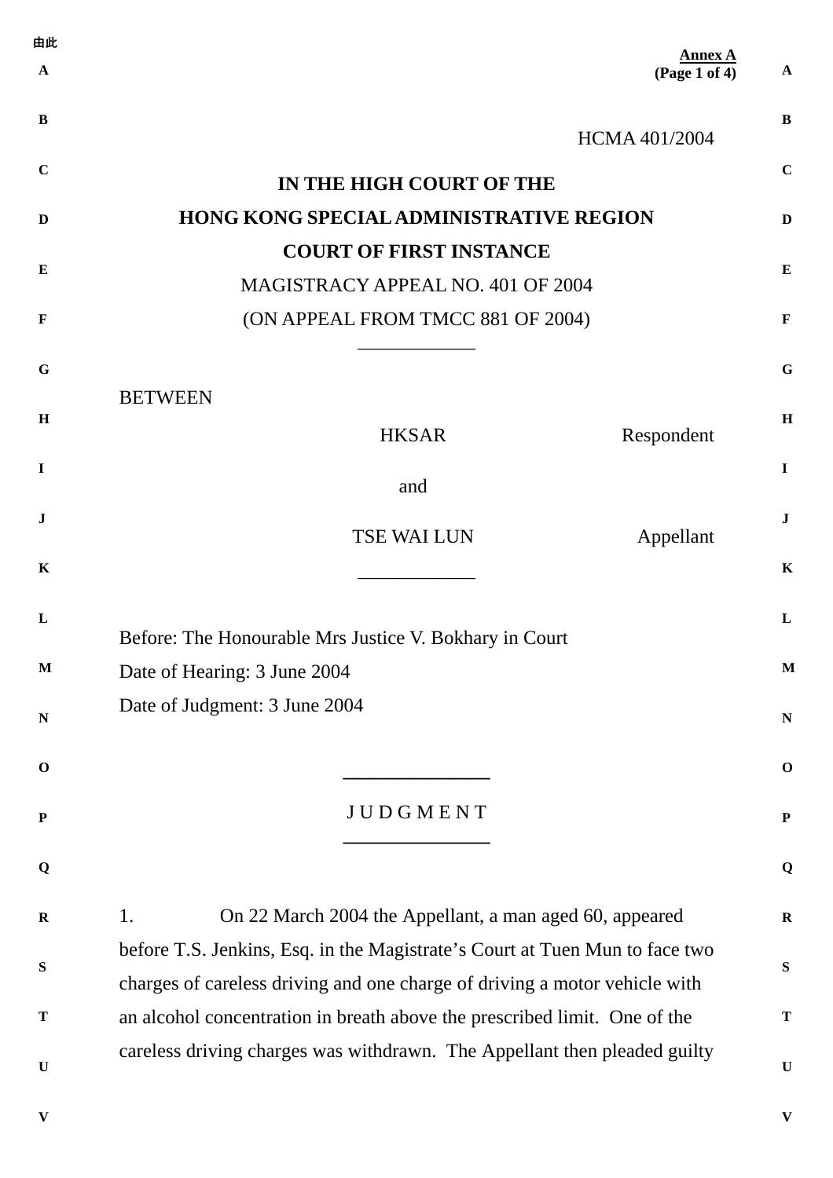**Annex A**
**(Page 1 of 4)**

HCMA 401/2004

**IN THE HIGH COURT OF THE**
**HONG KONG SPECIAL ADMINISTRATIVE REGION**
**COURT OF FIRST INSTANCE**

MAGISTRACY APPEAL NO. 401 OF 2004
(ON APPEAL FROM TMCC 881 OF 2004)

---

BETWEEN

HKSAR — Respondent

and

TSE WAI LUN — Appellant

---

Before: The Honourable Mrs Justice V. Bokhary in Court
Date of Hearing: 3 June 2004
Date of Judgment: 3 June 2004

---

J U D G M E N T

---

1. On 22 March 2004 the Appellant, a man aged 60, appeared before T.S. Jenkins, Esq. in the Magistrate's Court at Tuen Mun to face two charges of careless driving and one charge of driving a motor vehicle with an alcohol concentration in breath above the prescribed limit. One of the careless driving charges was withdrawn. The Appellant then pleaded guilty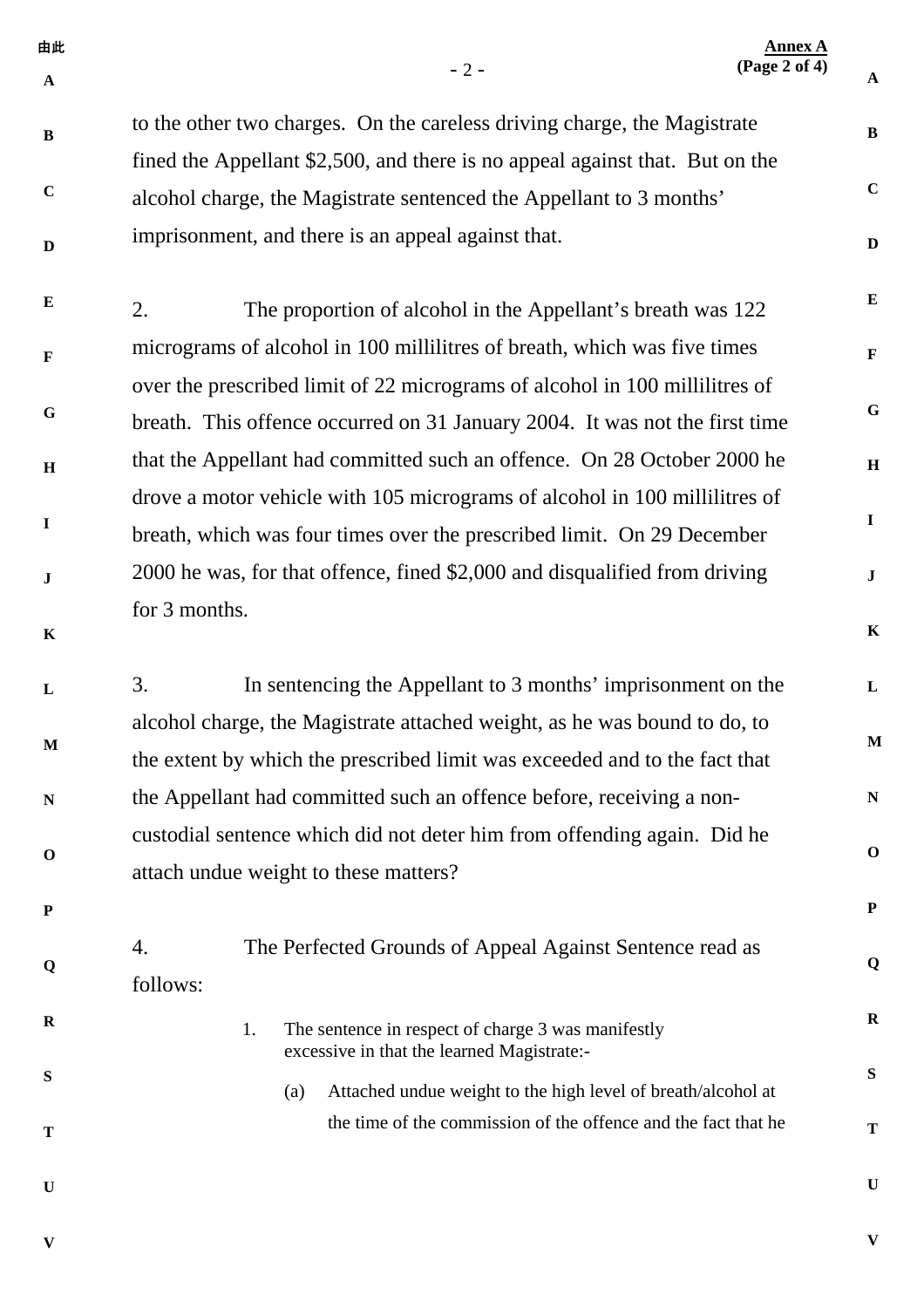to the other two charges. On the careless driving charge, the Magistrate fined the Appellant $2,500, and there is no appeal against that. But on the alcohol charge, the Magistrate sentenced the Appellant to 3 months' imprisonment, and there is an appeal against that.

2. The proportion of alcohol in the Appellant's breath was 122 micrograms of alcohol in 100 millilitres of breath, which was five times over the prescribed limit of 22 micrograms of alcohol in 100 millilitres of breath. This offence occurred on 31 January 2004. It was not the first time that the Appellant had committed such an offence. On 28 October 2000 he drove a motor vehicle with 105 micrograms of alcohol in 100 millilitres of breath, which was four times over the prescribed limit. On 29 December 2000 he was, for that offence, fined $2,000 and disqualified from driving for 3 months.

3. In sentencing the Appellant to 3 months' imprisonment on the alcohol charge, the Magistrate attached weight, as he was bound to do, to the extent by which the prescribed limit was exceeded and to the fact that the Appellant had committed such an offence before, receiving a non-custodial sentence which did not deter him from offending again. Did he attach undue weight to these matters?

4. The Perfected Grounds of Appeal Against Sentence read as follows:

> 1. The sentence in respect of charge 3 was manifestly excessive in that the learned Magistrate:-
>
>    (a) Attached undue weight to the high level of breath/alcohol at the time of the commission of the offence and the fact that he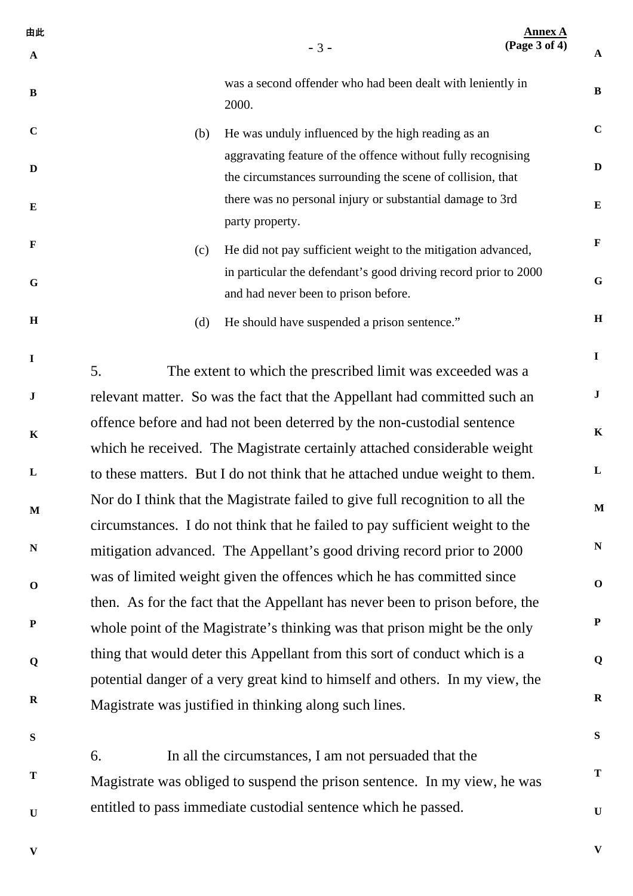was a second offender who had been dealt with leniently in 2000.

(b) He was unduly influenced by the high reading as an aggravating feature of the offence without fully recognising the circumstances surrounding the scene of collision, that there was no personal injury or substantial damage to 3rd party property.

(c) He did not pay sufficient weight to the mitigation advanced, in particular the defendant's good driving record prior to 2000 and had never been to prison before.

(d) He should have suspended a prison sentence."

5. The extent to which the prescribed limit was exceeded was a relevant matter. So was the fact that the Appellant had committed such an offence before and had not been deterred by the non-custodial sentence which he received. The Magistrate certainly attached considerable weight to these matters. But I do not think that he attached undue weight to them. Nor do I think that the Magistrate failed to give full recognition to all the circumstances. I do not think that he failed to pay sufficient weight to the mitigation advanced. The Appellant's good driving record prior to 2000 was of limited weight given the offences which he has committed since then. As for the fact that the Appellant has never been to prison before, the whole point of the Magistrate's thinking was that prison might be the only thing that would deter this Appellant from this sort of conduct which is a potential danger of a very great kind to himself and others. In my view, the Magistrate was justified in thinking along such lines.

6. In all the circumstances, I am not persuaded that the Magistrate was obliged to suspend the prison sentence. In my view, he was entitled to pass immediate custodial sentence which he passed.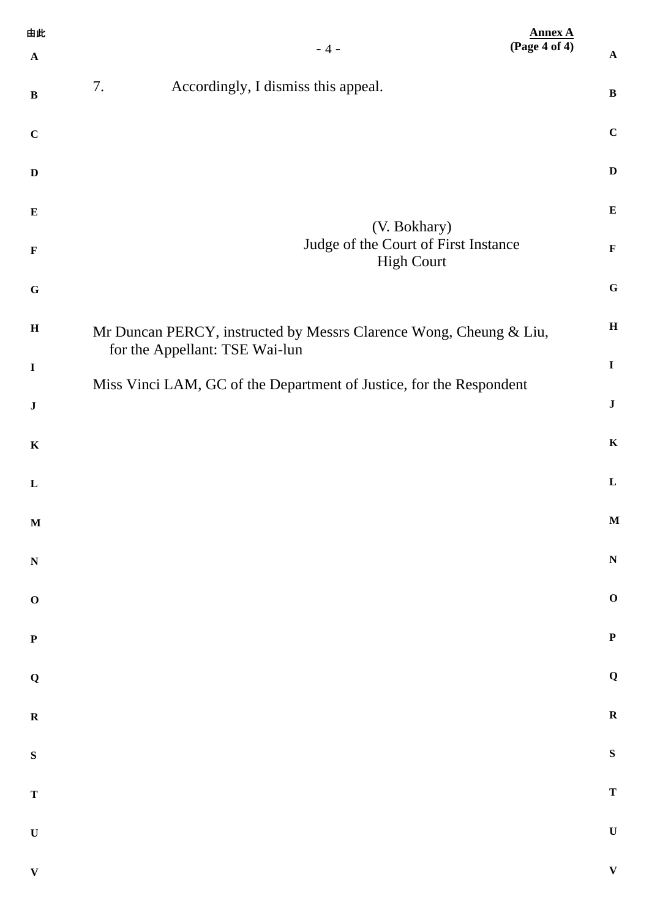**Annex A**
**(Page 4 of 4)**

7. Accordingly, I dismiss this appeal.

(V. Bokhary)
Judge of the Court of First Instance
High Court

Mr Duncan PERCY, instructed by Messrs Clarence Wong, Cheung & Liu, for the Appellant: TSE Wai-lun

Miss Vinci LAM, GC of the Department of Justice, for the Respondent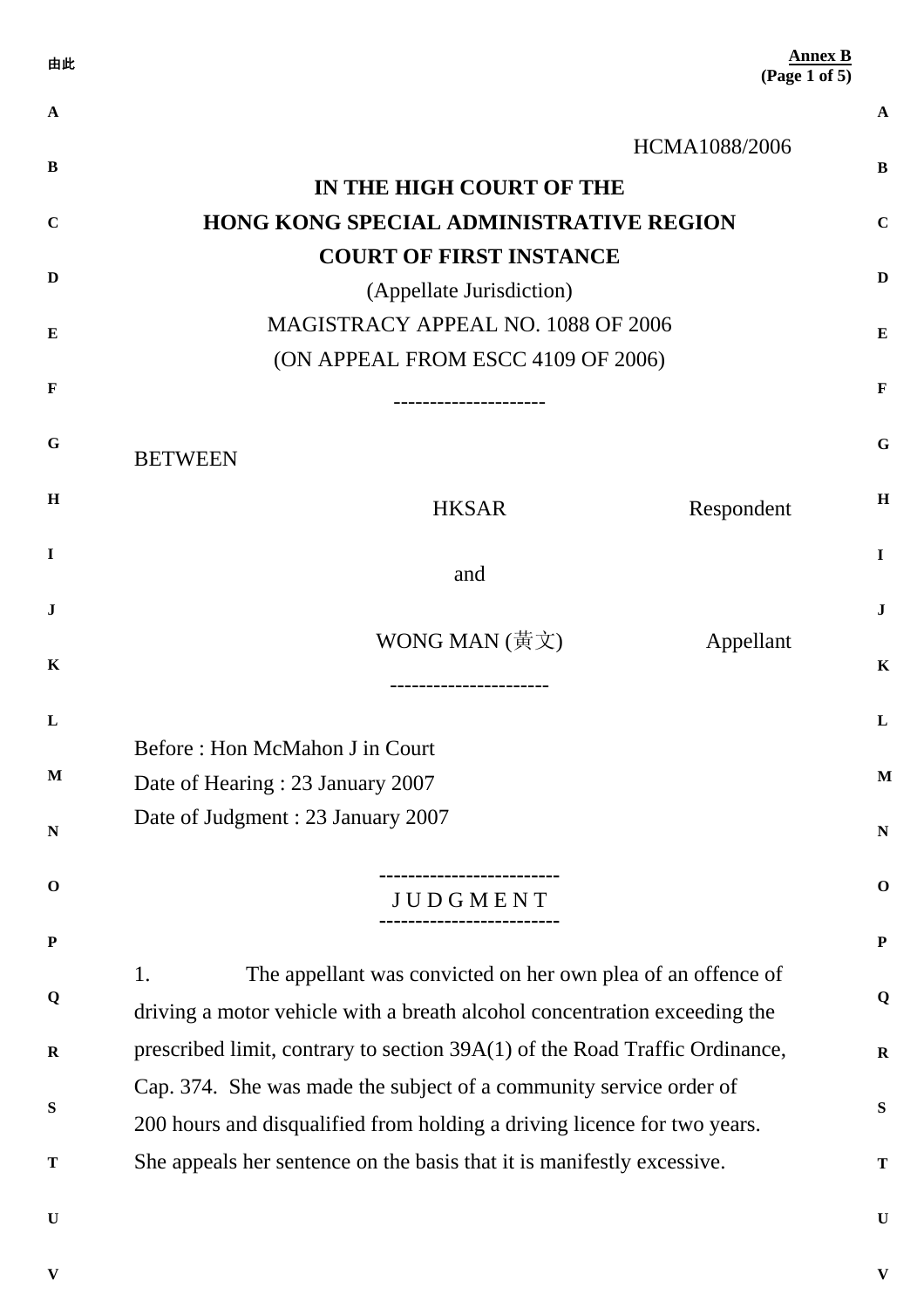**Annex B**
**(Page 1 of 5)**

HCMA1088/2006

**IN THE HIGH COURT OF THE**
**HONG KONG SPECIAL ADMINISTRATIVE REGION**
**COURT OF FIRST INSTANCE**

(Appellate Jurisdiction)

MAGISTRACY APPEAL NO. 1088 OF 2006

(ON APPEAL FROM ESCC 4109 OF 2006)

---------------------

BETWEEN

HKSAR — Respondent

and

WONG MAN (黃文) — Appellant

----------------------

Before : Hon McMahon J in Court

Date of Hearing : 23 January 2007

Date of Judgment : 23 January 2007

-------------------------

J U D G M E N T

-------------------------

1. The appellant was convicted on her own plea of an offence of driving a motor vehicle with a breath alcohol concentration exceeding the prescribed limit, contrary to section 39A(1) of the Road Traffic Ordinance, Cap. 374. She was made the subject of a community service order of 200 hours and disqualified from holding a driving licence for two years. She appeals her sentence on the basis that it is manifestly excessive.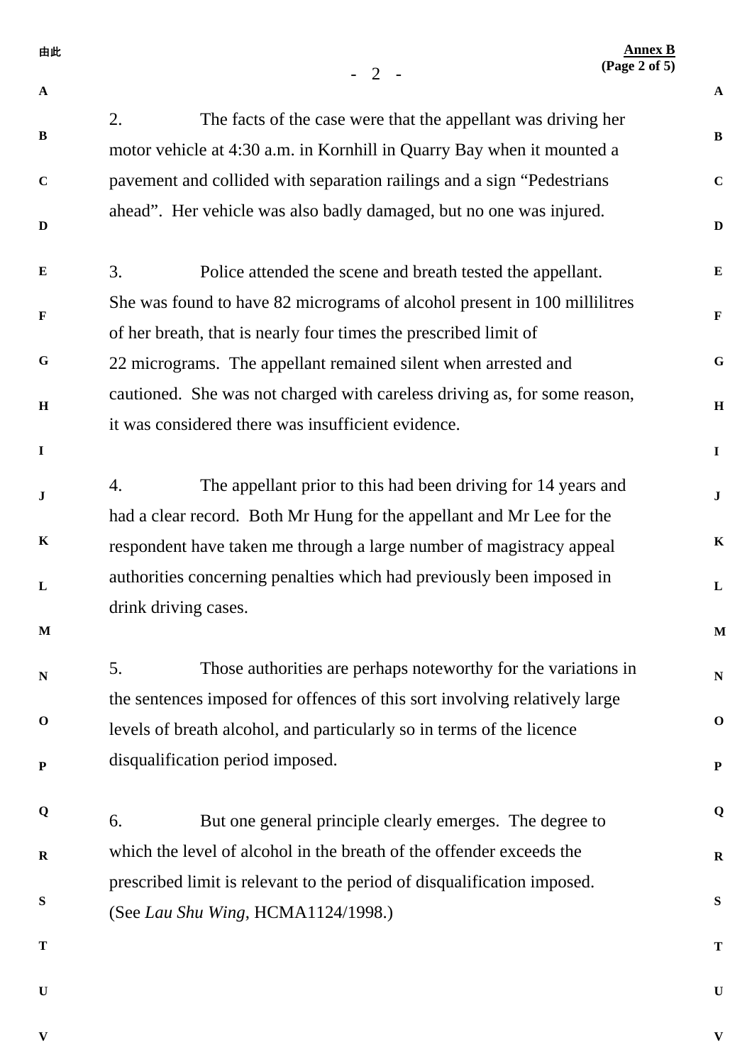2. The facts of the case were that the appellant was driving her motor vehicle at 4:30 a.m. in Kornhill in Quarry Bay when it mounted a pavement and collided with separation railings and a sign "Pedestrians ahead". Her vehicle was also badly damaged, but no one was injured.

3. Police attended the scene and breath tested the appellant. She was found to have 82 micrograms of alcohol present in 100 millilitres of her breath, that is nearly four times the prescribed limit of 22 micrograms. The appellant remained silent when arrested and cautioned. She was not charged with careless driving as, for some reason, it was considered there was insufficient evidence.

4. The appellant prior to this had been driving for 14 years and had a clear record. Both Mr Hung for the appellant and Mr Lee for the respondent have taken me through a large number of magistracy appeal authorities concerning penalties which had previously been imposed in drink driving cases.

5. Those authorities are perhaps noteworthy for the variations in the sentences imposed for offences of this sort involving relatively large levels of breath alcohol, and particularly so in terms of the licence disqualification period imposed.

6. But one general principle clearly emerges. The degree to which the level of alcohol in the breath of the offender exceeds the prescribed limit is relevant to the period of disqualification imposed. (See *Lau Shu Wing*, HCMA1124/1998.)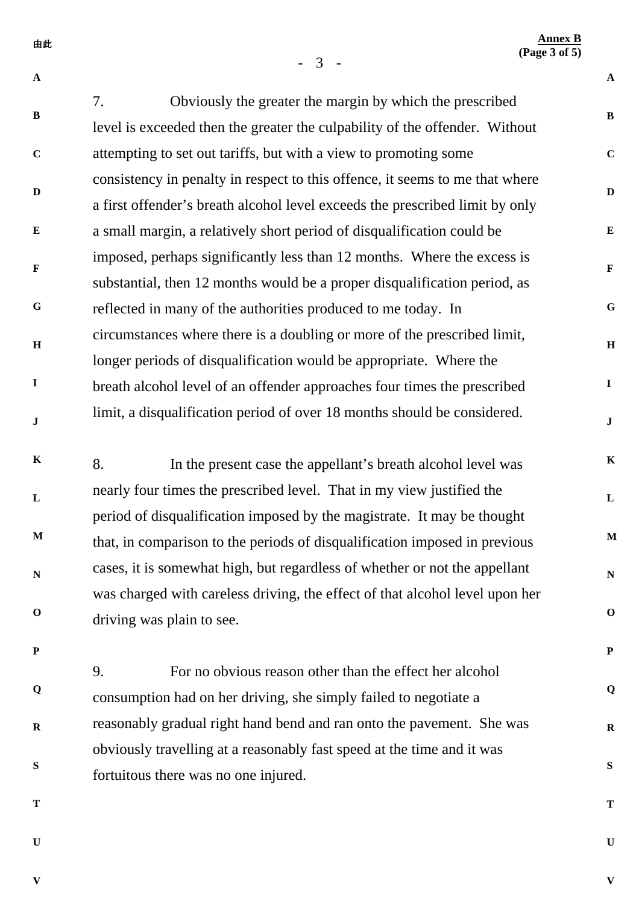7. Obviously the greater the margin by which the prescribed level is exceeded then the greater the culpability of the offender. Without attempting to set out tariffs, but with a view to promoting some consistency in penalty in respect to this offence, it seems to me that where a first offender's breath alcohol level exceeds the prescribed limit by only a small margin, a relatively short period of disqualification could be imposed, perhaps significantly less than 12 months. Where the excess is substantial, then 12 months would be a proper disqualification period, as reflected in many of the authorities produced to me today. In circumstances where there is a doubling or more of the prescribed limit, longer periods of disqualification would be appropriate. Where the breath alcohol level of an offender approaches four times the prescribed limit, a disqualification period of over 18 months should be considered.

8. In the present case the appellant's breath alcohol level was nearly four times the prescribed level. That in my view justified the period of disqualification imposed by the magistrate. It may be thought that, in comparison to the periods of disqualification imposed in previous cases, it is somewhat high, but regardless of whether or not the appellant was charged with careless driving, the effect of that alcohol level upon her driving was plain to see.

9. For no obvious reason other than the effect her alcohol consumption had on her driving, she simply failed to negotiate a reasonably gradual right hand bend and ran onto the pavement. She was obviously travelling at a reasonably fast speed at the time and it was fortuitous there was no one injured.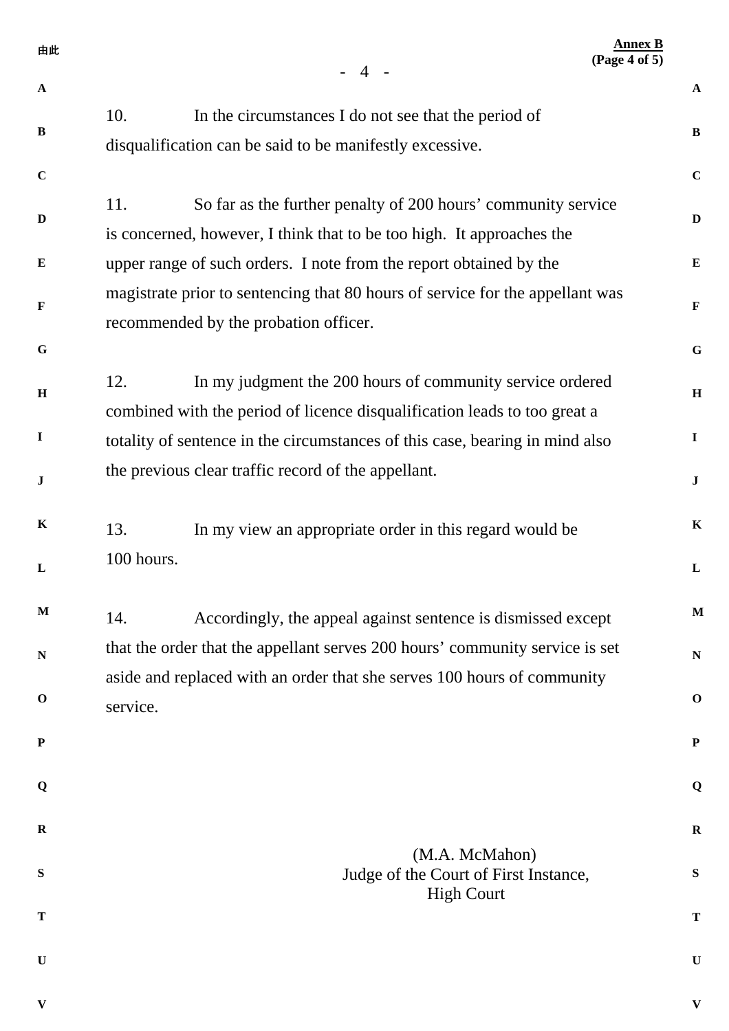10. In the circumstances I do not see that the period of disqualification can be said to be manifestly excessive.

11. So far as the further penalty of 200 hours' community service is concerned, however, I think that to be too high. It approaches the upper range of such orders. I note from the report obtained by the magistrate prior to sentencing that 80 hours of service for the appellant was recommended by the probation officer.

12. In my judgment the 200 hours of community service ordered combined with the period of licence disqualification leads to too great a totality of sentence in the circumstances of this case, bearing in mind also the previous clear traffic record of the appellant.

13. In my view an appropriate order in this regard would be 100 hours.

14. Accordingly, the appeal against sentence is dismissed except that the order that the appellant serves 200 hours' community service is set aside and replaced with an order that she serves 100 hours of community service.

(M.A. McMahon)
Judge of the Court of First Instance,
High Court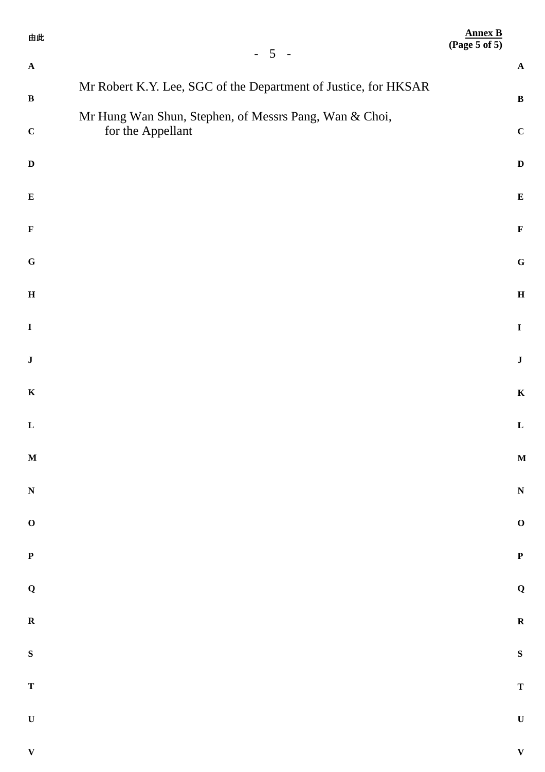Mr Robert K.Y. Lee, SGC of the Department of Justice, for HKSAR

Mr Hung Wan Shun, Stephen, of Messrs Pang, Wan & Choi, for the Appellant